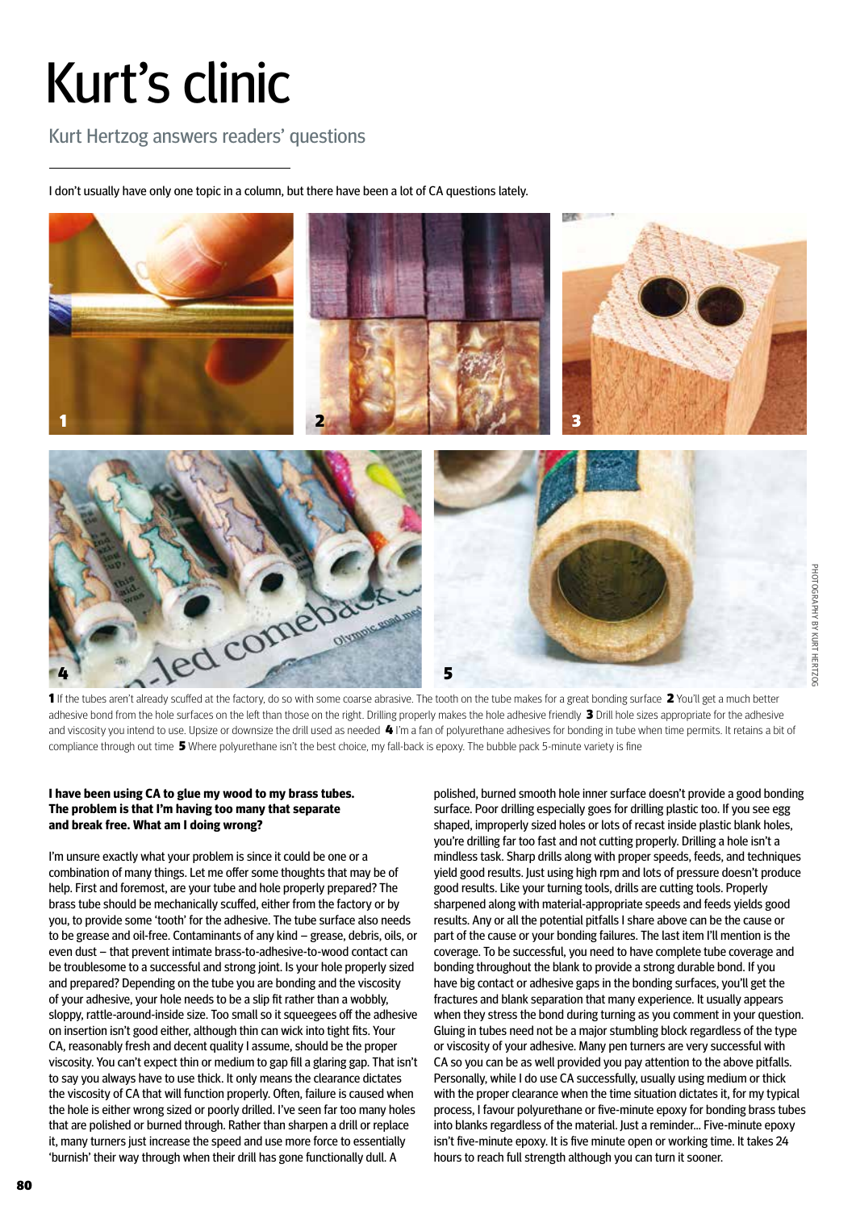# Kurt's clinic

## Kurt Hertzog answers readers' questions

I don't usually have only one topic in a column, but there have been a lot of CA questions lately.

**1** If the tubes aren't already scuffed at the factory, do so with some coarse abrasive. The tooth on the tube makes for a great bonding surface **2** You'll get a much better adhesive bond from the hole surfaces on the left than those on the right. Drilling properly makes the hole adhesive friendly **3** Drill hole sizes appropriate for the adhesive and viscosity you intend to use. Upsize or downsize the drill used as needed **4** I'm a fan of polyurethane adhesives for bonding in tube when time permits. It retains a bit of compliance through out time **5** Where polyurethane isn't the best choice, my fall-back is epoxy. The bubble pack 5-minute variety is fine

PHOTOGRAPHY BY KURT HERTZOG

**I have been using CA to glue my wood to my brass tubes. The problem is that I'm having too many that separate and break free. What am I doing wrong?**

I'm unsure exactly what your problem is since it could be one or a combination of many things. Let me offer some thoughts that may be of help. First and foremost, are your tube and hole properly prepared? The brass tube should be mechanically scuffed, either from the factory or by you, to provide some 'tooth' for the adhesive. The tube surface also needs to be grease and oil-free. Contaminants of any kind – grease, debris, oils, or even dust – that prevent intimate brass-to-adhesive-to-wood contact can be troublesome to a successful and strong joint. Is your hole properly sized and prepared? Depending on the tube you are bonding and the viscosity of your adhesive, your hole needs to be a slip fit rather than a wobbly, sloppy, rattle-around-inside size. Too small so it squeegees off the adhesive on insertion isn't good either, although thin can wick into tight fits. Your CA, reasonably fresh and decent quality I assume, should be the proper viscosity. You can't expect thin or medium to gap fill a glaring gap. That isn't to say you always have to use thick. It only means the clearance dictates the viscosity of CA that will function properly. Often, failure is caused when the hole is either wrong sized or poorly drilled. I've seen far too many holes that are polished or burned through. Rather than sharpen a drill or replace it, many turners just increase the speed and use more force to essentially 'burnish' their way through when their drill has gone functionally dull. A polished, burned smooth hole inner surface doesn't provide a good bonding surface. Poor drilling especially goes for drilling plastic too. If you see egg shaped, improperly sized holes or lots of recast inside plastic blank holes, you're drilling far too fast and not cutting properly. Drilling a hole isn't a mindless task. Sharp drills along with proper speeds, feeds, and techniques yield good results. Just using high rpm and lots of pressure doesn't produce good results. Like your turning tools, drills are cutting tools. Properly sharpened along with material-appropriate speeds and feeds yields good results. Any or all the potential pitfalls I share above can be the cause or part of the cause or your bonding failures. The last item I'll mention is the coverage. To be successful, you need to have complete tube coverage and bonding throughout the blank to provide a strong durable bond. If you have big contact or adhesive gaps in the bonding surfaces, you'll get the fractures and blank separation that many experience. It usually appears when they stress the bond during turning as you comment in your question. Gluing in tubes need not be a major stumbling block regardless of the type or viscosity of your adhesive. Many pen turners are very successful with CA so you can be as well provided you pay attention to the above pitfalls. Personally, while I do use CA successfully, usually using medium or thick with the proper clearance when the time situation dictates it, for my typical process, I favour polyurethane or five-minute epoxy for bonding brass tubes into blanks regardless of the material. Just a reminder... Five-minute epoxy isn't five-minute epoxy. It is five minute open or working time. It takes 24 hours to reach full strength although you can turn it sooner.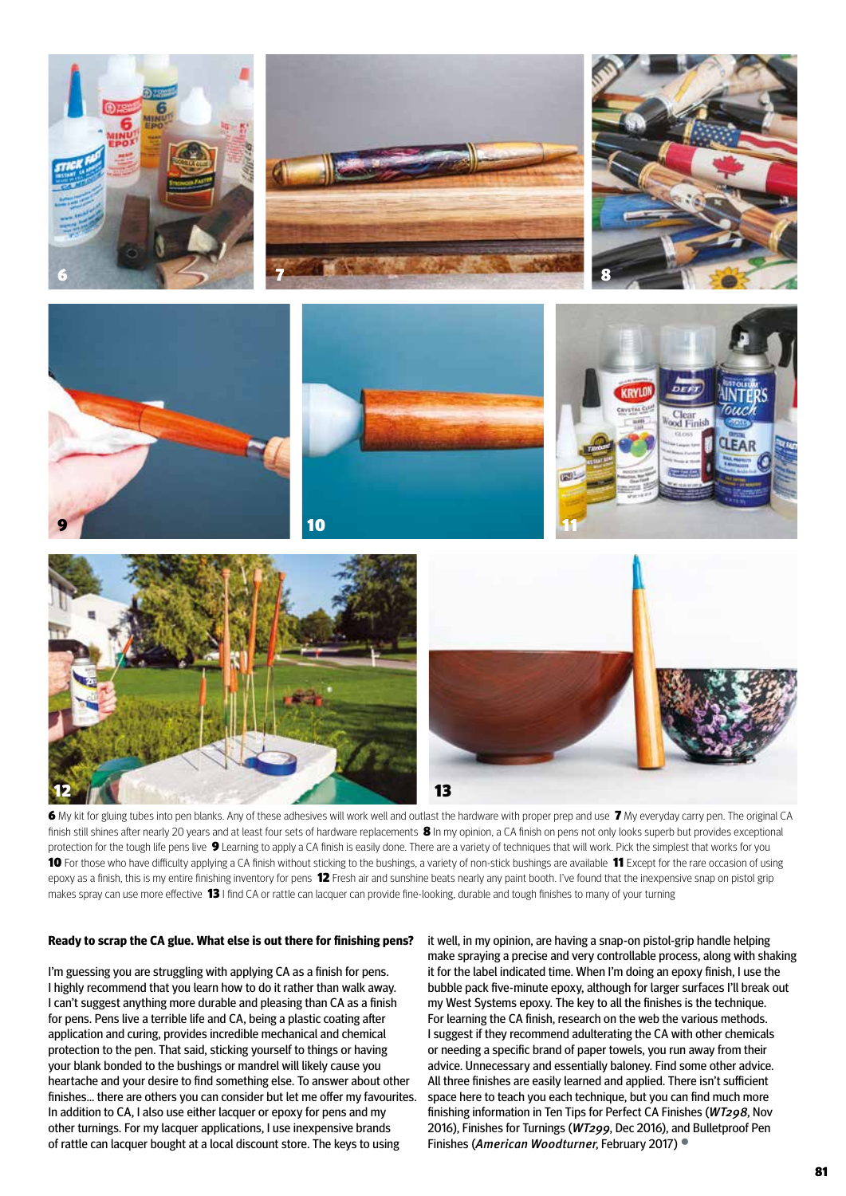**6** My kit for gluing tubes into pen blanks. Any of these adhesives will work well and outlast the hardware with proper prep and use **7** My everyday carry pen. The original CA finish still shines after nearly 20 years and at least four sets of hardware replacements **8** In my opinion, a CA finish on pens not only looks superb but provides exceptional protection for the tough life pens live **9** Learning to apply a CA finish is easily done. There are a variety of techniques that will work. Pick the simplest that works for you **10** For those who have difficulty applying a CA finish without sticking to the bushings, a variety of non-stick bushings are available **11** Except for the rare occasion of using epoxy as a finish, this is my entire finishing inventory for pens **12** Fresh air and sunshine beats nearly any paint booth. I've found that the inexpensive snap on pistol grip makes spray can use more effective **13** I find CA or rattle can lacquer can provide fine-looking, durable and tough finishes to many of your turning

**Ready to scrap the CA glue. What else is out there for finishing pens?**

I'm guessing you are struggling with applying CA as a finish for pens. I highly recommend that you learn how to do it rather than walk away. I can't suggest anything more durable and pleasing than CA as a finish for pens. Pens live a terrible life and CA, being a plastic coating after application and curing, provides incredible mechanical and chemical protection to the pen. That said, sticking yourself to things or having your blank bonded to the bushings or mandrel will likely cause you heartache and your desire to find something else. To answer about other finishes… there are others you can consider but let me offer my favourites. In addition to CA, I also use either lacquer or epoxy for pens and my other turnings. For my lacquer applications, I use inexpensive brands of rattle can lacquer bought at a local discount store. The keys to using it well, in my opinion, are having a snap-on pistol-grip handle helping make spraying a precise and very controllable process, along with shaking it for the label indicated time. When I'm doing an epoxy finish, I use the bubble pack five-minute epoxy, although for larger surfaces I'll break out my West Systems epoxy. The key to all the finishes is the technique. For learning the CA finish, research on the web the various methods. I suggest if they recommend adulterating the CA with other chemicals or needing a specific brand of paper towels, you run away from their advice. Unnecessary and essentially baloney. Find some other advice. All three finishes are easily learned and applied. There isn't sufficient space here to teach you each technique, but you can find much more finishing information in Ten Tips for Perfect CA Finishes (*WT298*, Nov 2016), Finishes for Turnings (*WT299*, Dec 2016), and Bulletproof Pen Finishes (*American Woodturner*, February 2017)